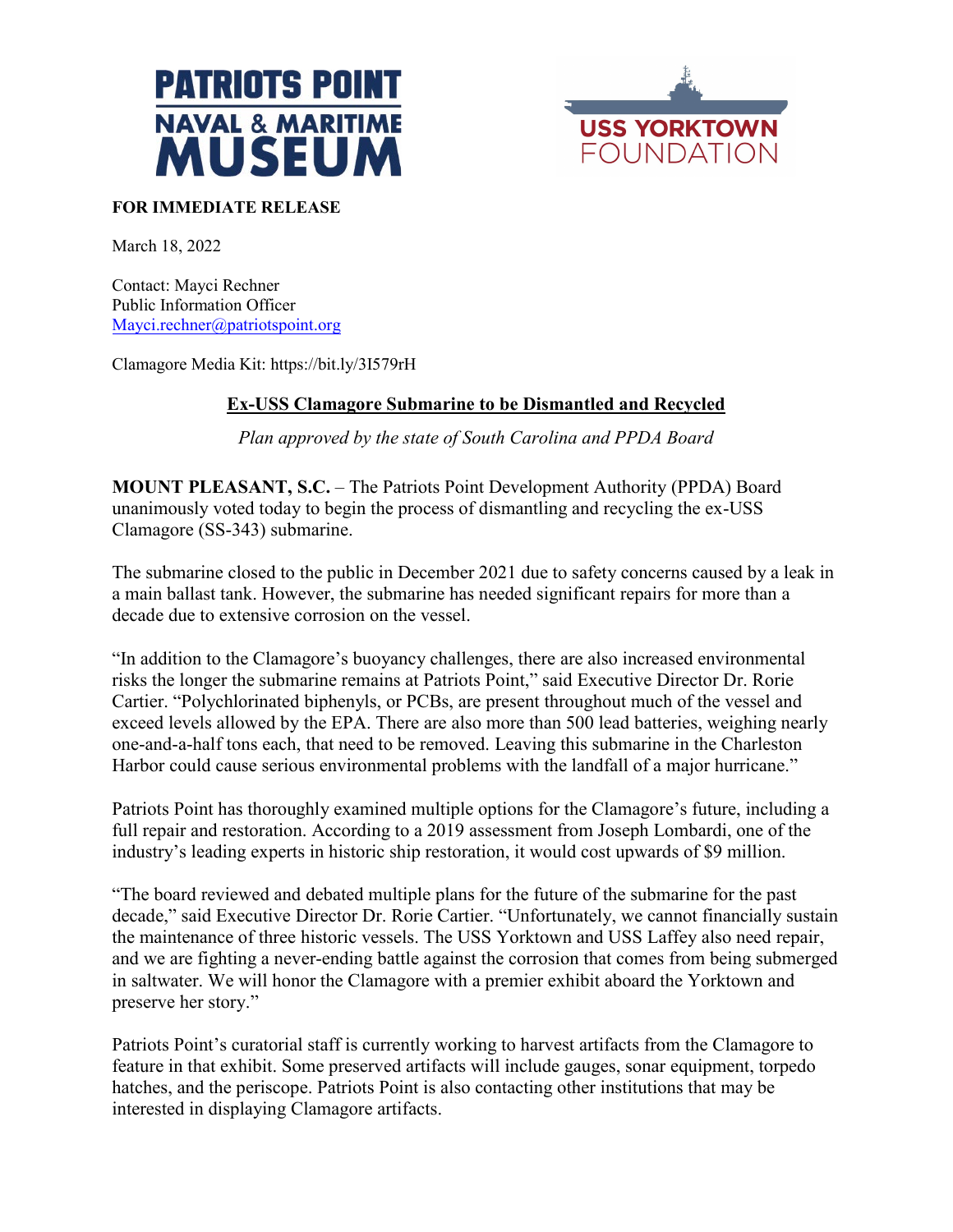PATRIOTS POINT NAVAL & MARITIME MUSEUM

USS YORKTOWN FOUNDATION

**FOR IMMEDIATE RELEASE**

March 18, 2022

Contact: Mayci Rechner
Public Information Officer
Mayci.rechner@patriotspoint.org

Clamagore Media Kit: https://bit.ly/3I579rH

## Ex-USS Clamagore Submarine to be Dismantled and Recycled

*Plan approved by the state of South Carolina and PPDA Board*

**MOUNT PLEASANT, S.C.** – The Patriots Point Development Authority (PPDA) Board unanimously voted today to begin the process of dismantling and recycling the ex-USS Clamagore (SS-343) submarine.

The submarine closed to the public in December 2021 due to safety concerns caused by a leak in a main ballast tank. However, the submarine has needed significant repairs for more than a decade due to extensive corrosion on the vessel.

"In addition to the Clamagore's buoyancy challenges, there are also increased environmental risks the longer the submarine remains at Patriots Point," said Executive Director Dr. Rorie Cartier. "Polychlorinated biphenyls, or PCBs, are present throughout much of the vessel and exceed levels allowed by the EPA. There are also more than 500 lead batteries, weighing nearly one-and-a-half tons each, that need to be removed. Leaving this submarine in the Charleston Harbor could cause serious environmental problems with the landfall of a major hurricane."

Patriots Point has thoroughly examined multiple options for the Clamagore's future, including a full repair and restoration. According to a 2019 assessment from Joseph Lombardi, one of the industry's leading experts in historic ship restoration, it would cost upwards of $9 million.

"The board reviewed and debated multiple plans for the future of the submarine for the past decade," said Executive Director Dr. Rorie Cartier. "Unfortunately, we cannot financially sustain the maintenance of three historic vessels. The USS Yorktown and USS Laffey also need repair, and we are fighting a never-ending battle against the corrosion that comes from being submerged in saltwater. We will honor the Clamagore with a premier exhibit aboard the Yorktown and preserve her story."

Patriots Point's curatorial staff is currently working to harvest artifacts from the Clamagore to feature in that exhibit. Some preserved artifacts will include gauges, sonar equipment, torpedo hatches, and the periscope. Patriots Point is also contacting other institutions that may be interested in displaying Clamagore artifacts.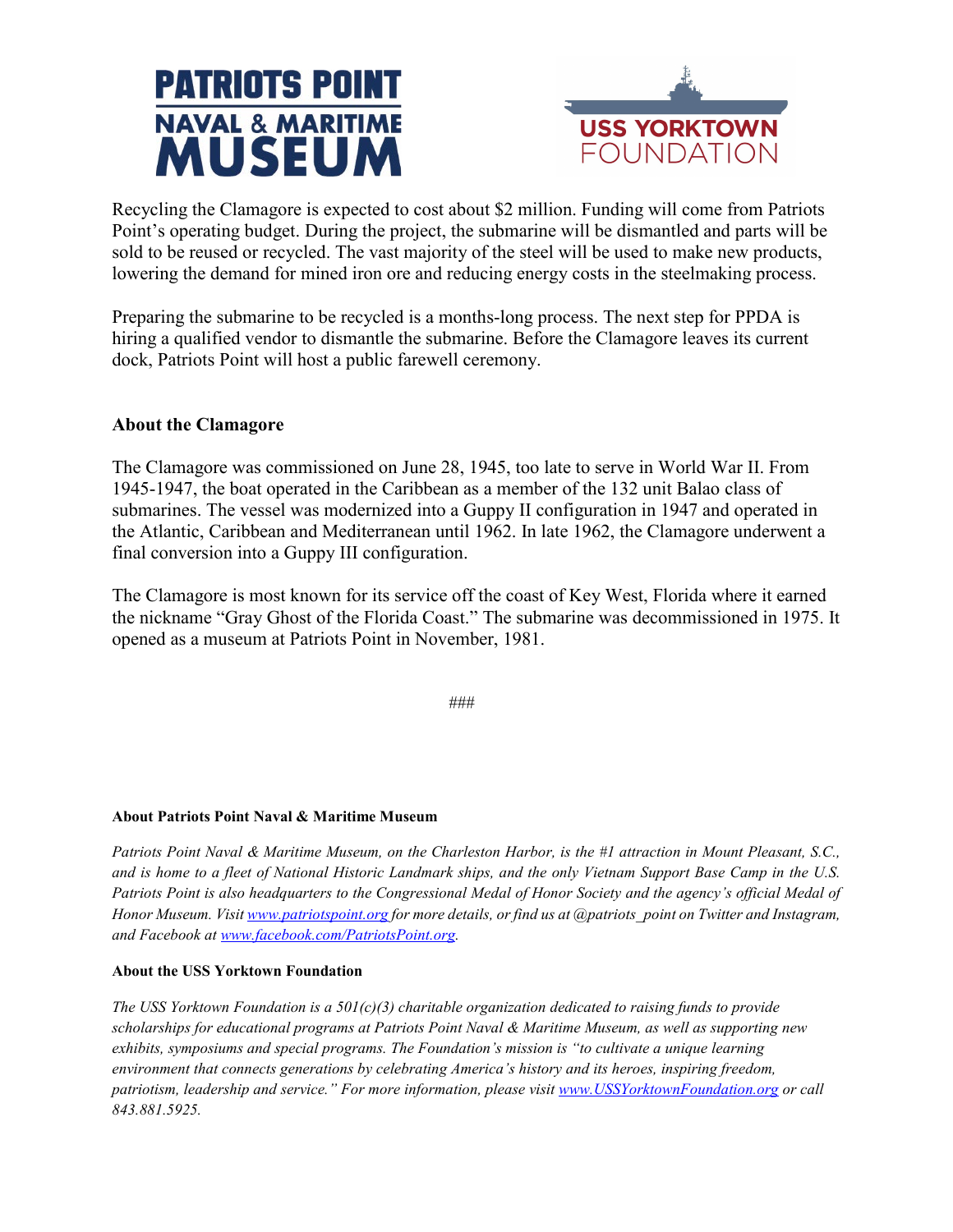**PATRIOTS POINT NAVAL & MARITIME MUSEUM**

**USS YORKTOWN FOUNDATION**

Recycling the Clamagore is expected to cost about $2 million. Funding will come from Patriots Point's operating budget. During the project, the submarine will be dismantled and parts will be sold to be reused or recycled. The vast majority of the steel will be used to make new products, lowering the demand for mined iron ore and reducing energy costs in the steelmaking process.

Preparing the submarine to be recycled is a months-long process. The next step for PPDA is hiring a qualified vendor to dismantle the submarine. Before the Clamagore leaves its current dock, Patriots Point will host a public farewell ceremony.

## About the Clamagore

The Clamagore was commissioned on June 28, 1945, too late to serve in World War II. From 1945-1947, the boat operated in the Caribbean as a member of the 132 unit Balao class of submarines. The vessel was modernized into a Guppy II configuration in 1947 and operated in the Atlantic, Caribbean and Mediterranean until 1962. In late 1962, the Clamagore underwent a final conversion into a Guppy III configuration.

The Clamagore is most known for its service off the coast of Key West, Florida where it earned the nickname "Gray Ghost of the Florida Coast." The submarine was decommissioned in 1975. It opened as a museum at Patriots Point in November, 1981.

###

**About Patriots Point Naval & Maritime Museum**

*Patriots Point Naval & Maritime Museum, on the Charleston Harbor, is the #1 attraction in Mount Pleasant, S.C., and is home to a fleet of National Historic Landmark ships, and the only Vietnam Support Base Camp in the U.S. Patriots Point is also headquarters to the Congressional Medal of Honor Society and the agency's official Medal of Honor Museum. Visit www.patriotspoint.org for more details, or find us at @patriots_point on Twitter and Instagram, and Facebook at www.facebook.com/PatriotsPoint.org.*

**About the USS Yorktown Foundation**

*The USS Yorktown Foundation is a 501(c)(3) charitable organization dedicated to raising funds to provide scholarships for educational programs at Patriots Point Naval & Maritime Museum, as well as supporting new exhibits, symposiums and special programs. The Foundation's mission is "to cultivate a unique learning environment that connects generations by celebrating America's history and its heroes, inspiring freedom, patriotism, leadership and service." For more information, please visit www.USSYorktownFoundation.org or call 843.881.5925.*